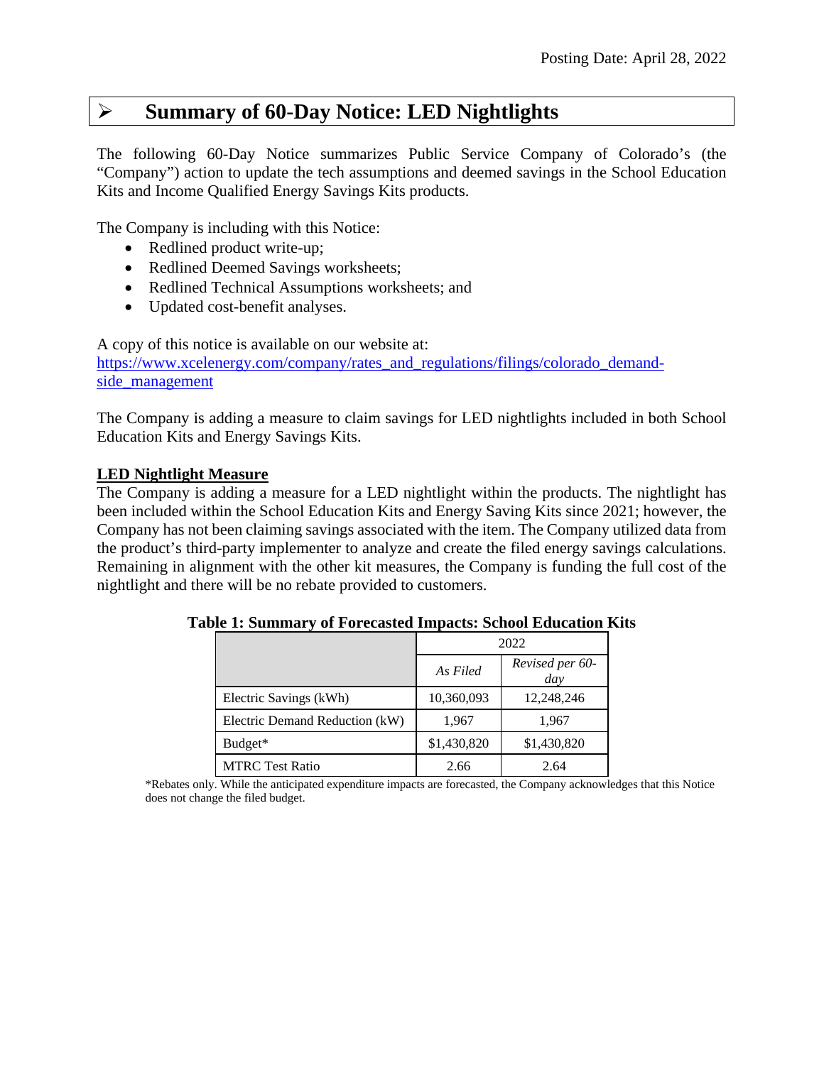Posting Date: April 28, 2022

# ➢ Summary of 60-Day Notice: LED Nightlights

The following 60-Day Notice summarizes Public Service Company of Colorado's (the "Company") action to update the tech assumptions and deemed savings in the School Education Kits and Income Qualified Energy Savings Kits products.

The Company is including with this Notice:

- Redlined product write-up;
- Redlined Deemed Savings worksheets;
- Redlined Technical Assumptions worksheets; and
- Updated cost-benefit analyses.

A copy of this notice is available on our website at:
[https://www.xcelenergy.com/company/rates_and_regulations/filings/colorado_demand-side_management](https://www.xcelenergy.com/company/rates_and_regulations/filings/colorado_demand-side_management)

The Company is adding a measure to claim savings for LED nightlights included in both School Education Kits and Energy Savings Kits.

**LED Nightlight Measure**

The Company is adding a measure for a LED nightlight within the products. The nightlight has been included within the School Education Kits and Energy Saving Kits since 2021; however, the Company has not been claiming savings associated with the item. The Company utilized data from the product's third-party implementer to analyze and create the filed energy savings calculations. Remaining in alignment with the other kit measures, the Company is funding the full cost of the nightlight and there will be no rebate provided to customers.

**Table 1: Summary of Forecasted Impacts: School Education Kits**

| | 2022 | |
|---|---|---|
| | *As Filed* | *Revised per 60-day* |
| Electric Savings (kWh) | 10,360,093 | 12,248,246 |
| Electric Demand Reduction (kW) | 1,967 | 1,967 |
| Budget* | $1,430,820 | $1,430,820 |
| MTRC Test Ratio | 2.66 | 2.64 |

*Rebates only. While the anticipated expenditure impacts are forecasted, the Company acknowledges that this Notice does not change the filed budget.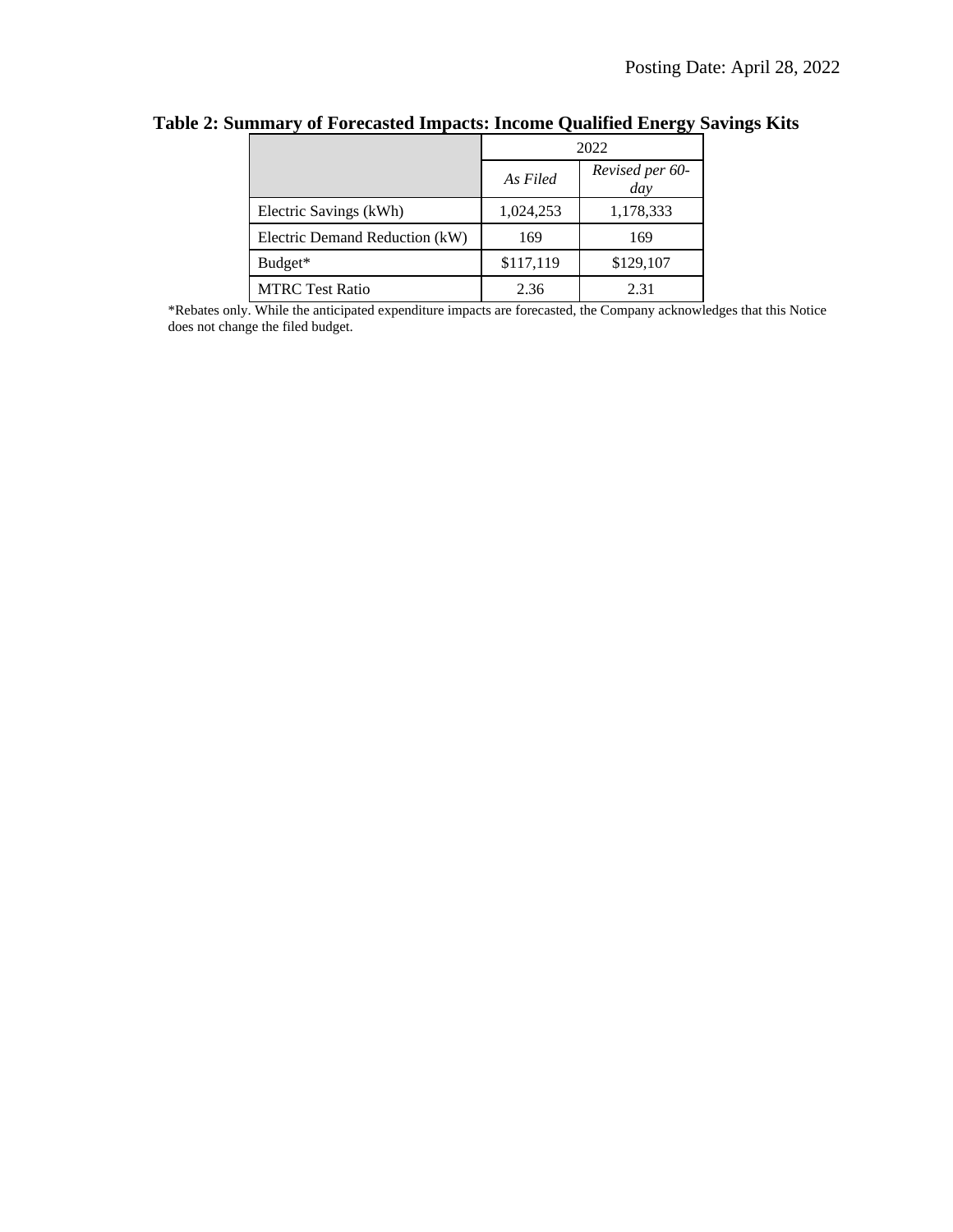**Table 2: Summary of Forecasted Impacts: Income Qualified Energy Savings Kits**

| | 2022 | |
|---|---|---|
| | *As Filed* | *Revised per 60-day* |
| Electric Savings (kWh) | 1,024,253 | 1,178,333 |
| Electric Demand Reduction (kW) | 169 | 169 |
| Budget* | $117,119 | $129,107 |
| MTRC Test Ratio | 2.36 | 2.31 |

*Rebates only. While the anticipated expenditure impacts are forecasted, the Company acknowledges that this Notice does not change the filed budget.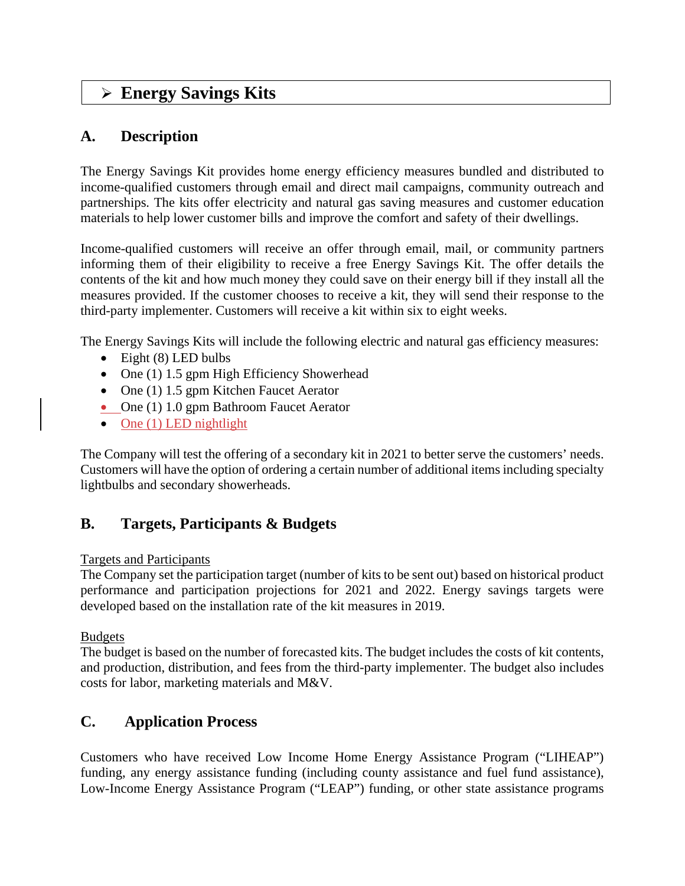# ➢ Energy Savings Kits

## A. Description

The Energy Savings Kit provides home energy efficiency measures bundled and distributed to income-qualified customers through email and direct mail campaigns, community outreach and partnerships. The kits offer electricity and natural gas saving measures and customer education materials to help lower customer bills and improve the comfort and safety of their dwellings.

Income-qualified customers will receive an offer through email, mail, or community partners informing them of their eligibility to receive a free Energy Savings Kit. The offer details the contents of the kit and how much money they could save on their energy bill if they install all the measures provided. If the customer chooses to receive a kit, they will send their response to the third-party implementer. Customers will receive a kit within six to eight weeks.

The Energy Savings Kits will include the following electric and natural gas efficiency measures:

- Eight (8) LED bulbs
- One (1) 1.5 gpm High Efficiency Showerhead
- One (1) 1.5 gpm Kitchen Faucet Aerator
- One (1) 1.0 gpm Bathroom Faucet Aerator
- One (1) LED nightlight

The Company will test the offering of a secondary kit in 2021 to better serve the customers' needs. Customers will have the option of ordering a certain number of additional items including specialty lightbulbs and secondary showerheads.

## B. Targets, Participants & Budgets

Targets and Participants
The Company set the participation target (number of kits to be sent out) based on historical product performance and participation projections for 2021 and 2022. Energy savings targets were developed based on the installation rate of the kit measures in 2019.

Budgets
The budget is based on the number of forecasted kits. The budget includes the costs of kit contents, and production, distribution, and fees from the third-party implementer. The budget also includes costs for labor, marketing materials and M&V.

## C. Application Process

Customers who have received Low Income Home Energy Assistance Program ("LIHEAP") funding, any energy assistance funding (including county assistance and fuel fund assistance), Low-Income Energy Assistance Program ("LEAP") funding, or other state assistance programs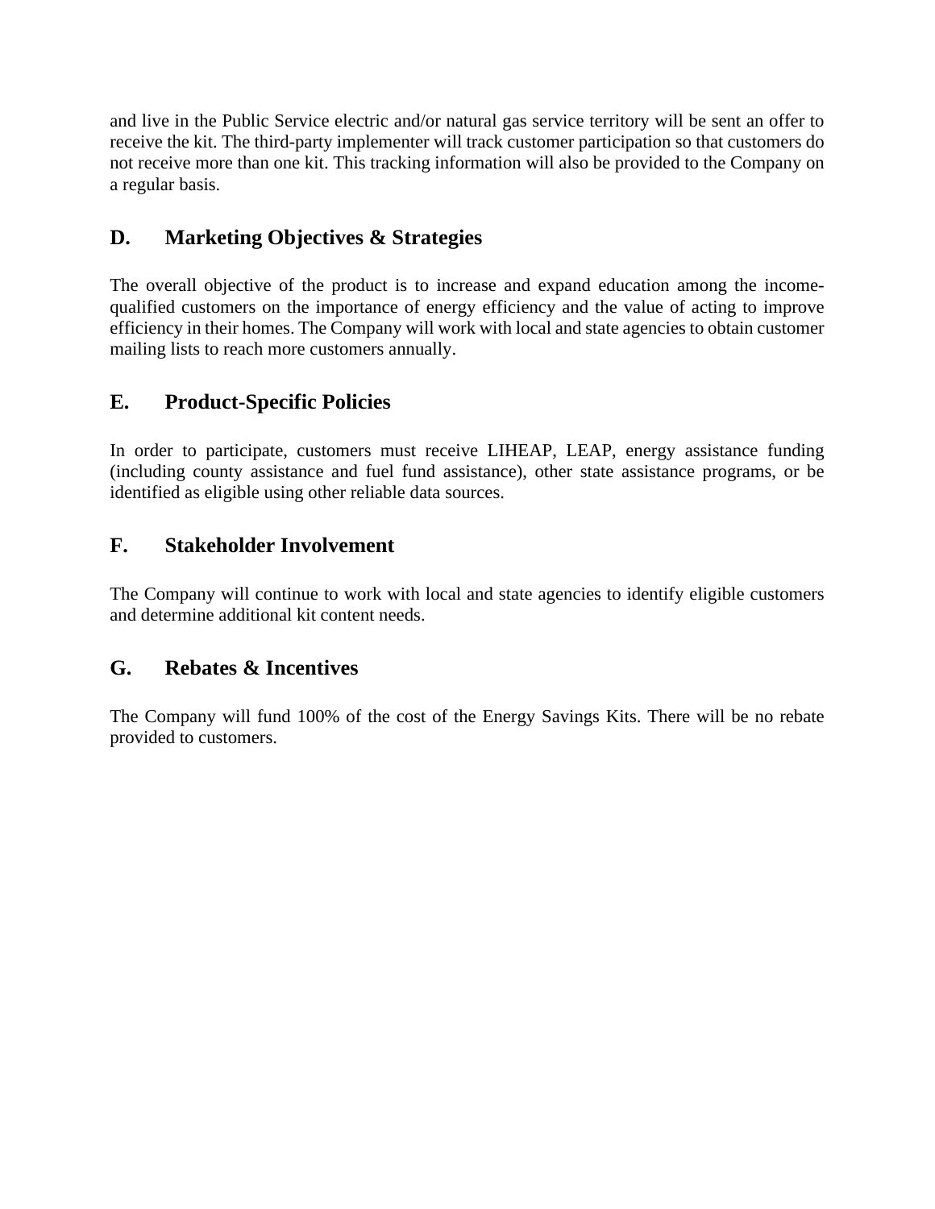and live in the Public Service electric and/or natural gas service territory will be sent an offer to receive the kit. The third-party implementer will track customer participation so that customers do not receive more than one kit. This tracking information will also be provided to the Company on a regular basis.

## D. Marketing Objectives & Strategies

The overall objective of the product is to increase and expand education among the income-qualified customers on the importance of energy efficiency and the value of acting to improve efficiency in their homes. The Company will work with local and state agencies to obtain customer mailing lists to reach more customers annually.

## E. Product-Specific Policies

In order to participate, customers must receive LIHEAP, LEAP, energy assistance funding (including county assistance and fuel fund assistance), other state assistance programs, or be identified as eligible using other reliable data sources.

## F. Stakeholder Involvement

The Company will continue to work with local and state agencies to identify eligible customers and determine additional kit content needs.

## G. Rebates & Incentives

The Company will fund 100% of the cost of the Energy Savings Kits. There will be no rebate provided to customers.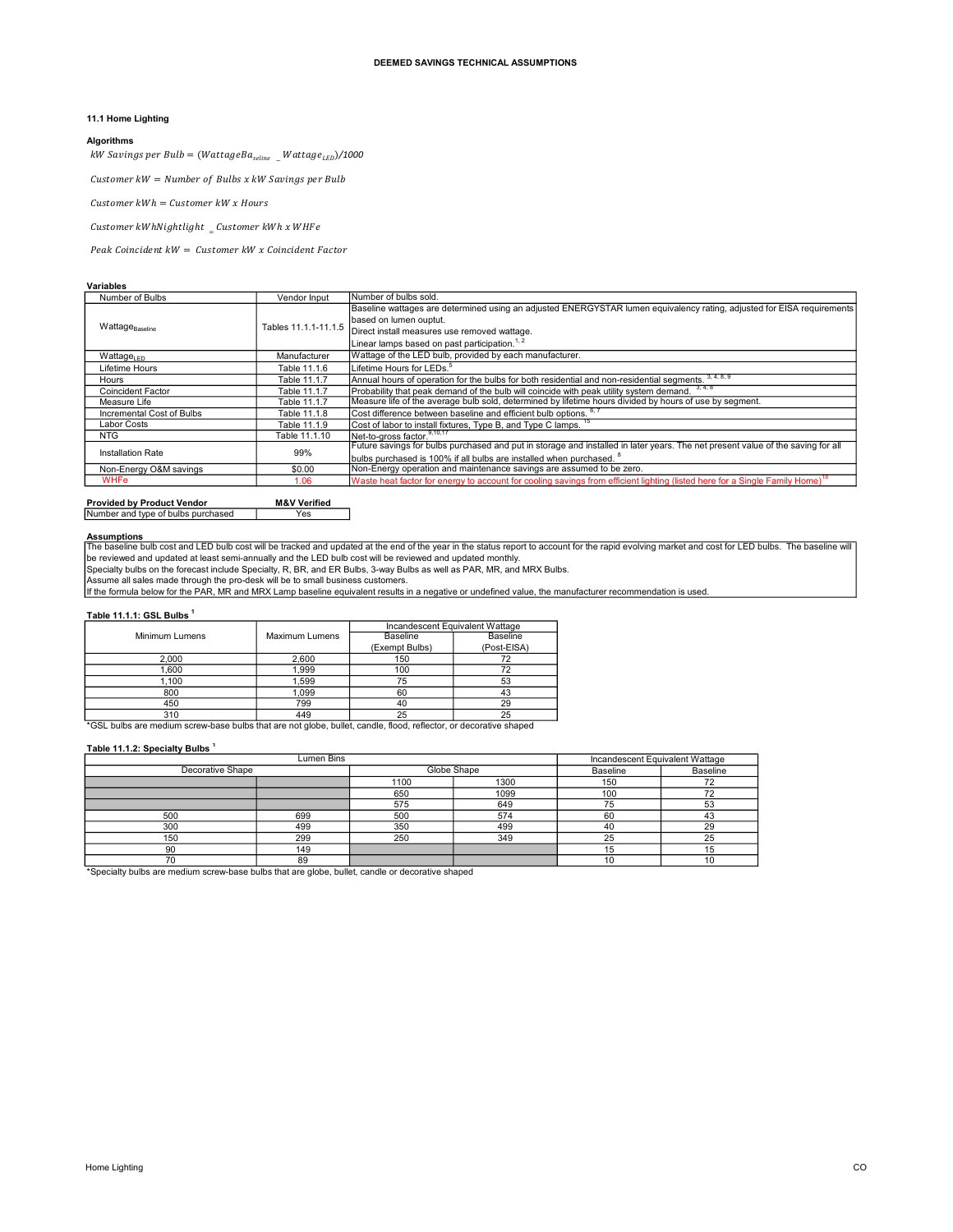# DEEMED SAVINGS TECHNICAL ASSUMPTIONS

## 11.1 Home Lighting

### Algorithms

$$kW\ Savings\ per\ Bulb = (WattageBa_{seline}\ \_\ Wattage_{LED})/1000$$

$$Customer\ kW = Number\ of\ Bulbs\ x\ kW\ Savings\ per\ Bulb$$

$$Customer\ kWh = Customer\ kW\ x\ Hours$$

$$Customer\ kWhNightlight\ _{=}\ Customer\ kWh\ x\ WHFe$$

$$Peak\ Coincident\ kW = Customer\ kW\ x\ Coincident\ Factor$$

### Variables

| | | |
|---|---|---|
| Number of Bulbs | Vendor Input | Number of bulbs sold. |
| $Wattage_{Baseline}$ | Tables 11.1.1-11.1.5 | Baseline wattages are determined using an adjusted ENERGYSTAR lumen equivalency rating, adjusted for EISA requirements based on lumen ouptut. Direct install measures use removed wattage. Linear lamps based on past participation.[1, 2] |
| $Wattage_{LED}$ | Manufacturer | Wattage of the LED bulb, provided by each manufacturer. |
| Lifetime Hours | Table 11.1.6 | Lifetime Hours for LEDs.[5] |
| Hours | Table 11.1.7 | Annual hours of operation for the bulbs for both residential and non-residential segments.[3, 4, 8, 9] |
| Coincident Factor | Table 11.1.7 | Probability that peak demand of the bulb will coincide with peak utility system demand.[3, 4, 8] |
| Measure Life | Table 11.1.7 | Measure life of the average bulb sold, determined by lifetime hours divided by hours of use by segment. |
| Incremental Cost of Bulbs | Table 11.1.8 | Cost difference between baseline and efficient bulb options.[6, 7] |
| Labor Costs | Table 11.1.9 | Cost of labor to install fixtures, Type B, and Type C lamps.[15] |
| NTG | Table 11.1.10 | Net-to-gross factor.[9,10,17] |
| Installation Rate | 99% | Future savings for bulbs purchased and put in storage and installed in later years. The net present value of the saving for all bulbs purchased is 100% if all bulbs are installed when purchased.[8] |
| Non-Energy O&M savings | $0.00 | Non-Energy operation and maintenance savings are assumed to be zero. |
| WHFe | 1.06 | Waste heat factor for energy to account for cooling savings from efficient lighting (listed here for a Single Family Home)[19] |

| Provided by Product Vendor | M&V Verified |
|---|---|
| Number and type of bulbs purchased | Yes |

### Assumptions

The baseline bulb cost and LED bulb cost will be tracked and updated at the end of the year in the status report to account for the rapid evolving market and cost for LED bulbs. The baseline will be reviewed and updated at least semi-annually and the LED bulb cost will be reviewed and updated monthly.
Specialty bulbs on the forecast include Specialty, R, BR, and ER Bulbs, 3-way Bulbs as well as PAR, MR, and MRX Bulbs.
Assume all sales made through the pro-desk will be to small business customers.
If the formula below for the PAR, MR and MRX Lamp baseline equivalent results in a negative or undefined value, the manufacturer recommendation is used.

### Table 11.1.1: GSL Bulbs [1]

| Minimum Lumens | Maximum Lumens | Incandescent Equivalent Wattage | |
|---|---|---|---|
| | | Baseline (Exempt Bulbs) | Baseline (Post-EISA) |
| 2,000 | 2,600 | 150 | 72 |
| 1,600 | 1,999 | 100 | 72 |
| 1,100 | 1,599 | 75 | 53 |
| 800 | 1,099 | 60 | 43 |
| 450 | 799 | 40 | 29 |
| 310 | 449 | 25 | 25 |

*GSL bulbs are medium screw-base bulbs that are not globe, bullet, candle, flood, reflector, or decorative shaped

### Table 11.1.2: Specialty Bulbs [1]

| Lumen Bins | | | | Incandescent Equivalent Wattage | |
|---|---|---|---|---|---|
| Decorative Shape | | Globe Shape | | Baseline | Baseline |
| | | 1100 | 1300 | 150 | 72 |
| | | 650 | 1099 | 100 | 72 |
| | | 575 | 649 | 75 | 53 |
| 500 | 699 | 500 | 574 | 60 | 43 |
| 300 | 499 | 350 | 499 | 40 | 29 |
| 150 | 299 | 250 | 349 | 25 | 25 |
| 90 | 149 | | | 15 | 15 |
| 70 | 89 | | | 10 | 10 |

*Specialty bulbs are medium screw-base bulbs that are globe, bullet, candle or decorative shaped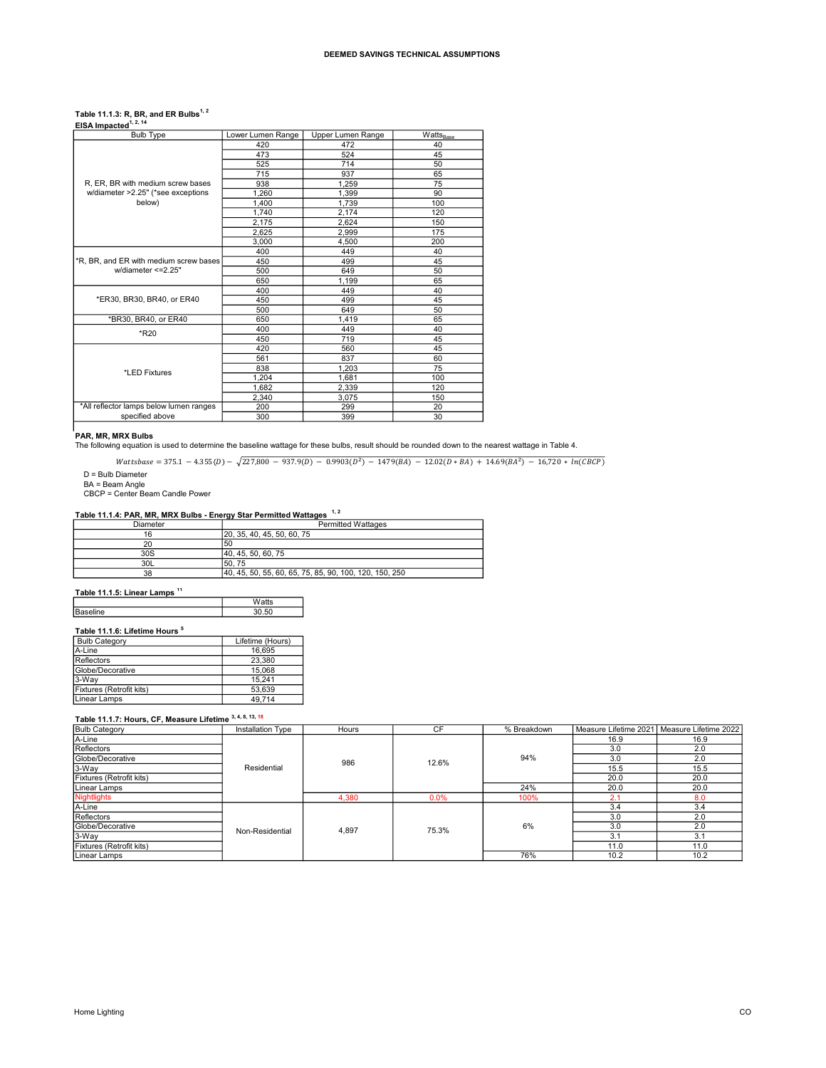**Table 11.1.3: R, BR, and ER Bulbs[1, 2]**
**EISA Impacted[1, 2, 14]**

| Bulb Type | Lower Lumen Range | Upper Lumen Range | $Watts_{Base}$ |
|---|---|---|---|
| R, ER, BR with medium screw bases w/diameter >2.25" (*see exceptions below) | 420 | 472 | 40 |
| | 473 | 524 | 45 |
| | 525 | 714 | 50 |
| | 715 | 937 | 65 |
| | 938 | 1,259 | 75 |
| | 1,260 | 1,399 | 90 |
| | 1,400 | 1,739 | 100 |
| | 1,740 | 2,174 | 120 |
| | 2,175 | 2,624 | 150 |
| | 2,625 | 2,999 | 175 |
| | 3,000 | 4,500 | 200 |
| *R, BR, and ER with medium screw bases w/diameter <=2.25" | 400 | 449 | 40 |
| | 450 | 499 | 45 |
| | 500 | 649 | 50 |
| | 650 | 1,199 | 65 |
| *ER30, BR30, BR40, or ER40 | 400 | 449 | 40 |
| | 450 | 499 | 45 |
| | 500 | 649 | 50 |
| *BR30, BR40, or ER40 | 650 | 1,419 | 65 |
| *R20 | 400 | 449 | 40 |
| | 450 | 719 | 45 |
| *LED Fixtures | 420 | 560 | 45 |
| | 561 | 837 | 60 |
| | 838 | 1,203 | 75 |
| | 1,204 | 1,681 | 100 |
| | 1,682 | 2,339 | 120 |
| | 2,340 | 3,075 | 150 |
| *All reflector lamps below lumen ranges specified above | 200 | 299 | 20 |
| | 300 | 399 | 30 |

**PAR, MR, MRX Bulbs**

The following equation is used to determine the baseline wattage for these bulbs, result should be rounded down to the nearest wattage in Table 4.

$$Wattsbase = 375.1 - 4.355(D) - \sqrt{227{,}800 - 937.9(D) - 0.9903(D^2) - 1479(BA) - 12.02(D*BA) + 14.69(BA^2) - 16{,}720 * \ln(CBCP)}$$

D = Bulb Diameter
BA = Beam Angle
CBCP = Center Beam Candle Power

**Table 11.1.4: PAR, MR, MRX Bulbs - Energy Star Permitted Wattages [1, 2]**

| Diameter | Permitted Wattages |
|---|---|
| 16 | 20, 35, 40, 45, 50, 60, 75 |
| 20 | 50 |
| 30S | 40, 45, 50, 60, 75 |
| 30L | 50, 75 |
| 38 | 40, 45, 50, 55, 60, 65, 75, 85, 90, 100, 120, 150, 250 |

**Table 11.1.5: Linear Lamps [11]**

| | Watts |
|---|---|
| Baseline | 30.50 |

**Table 11.1.6: Lifetime Hours [5]**

| Bulb Category | Lifetime (Hours) |
|---|---|
| A-Line | 16,695 |
| Reflectors | 23,380 |
| Globe/Decorative | 15,068 |
| 3-Way | 15,241 |
| Fixtures (Retrofit kits) | 53,639 |
| Linear Lamps | 49,714 |

**Table 11.1.7: Hours, CF, Measure Lifetime [3, 4, 8, 13, 18]**

| Bulb Category | Installation Type | Hours | CF | % Breakdown | Measure Lifetime 2021 | Measure Lifetime 2022 |
|---|---|---|---|---|---|---|
| A-Line | Residential | 986 | 12.6% | 94% | 16.9 | 16.9 |
| Reflectors | | | | | 3.0 | 2.0 |
| Globe/Decorative | | | | | 3.0 | 2.0 |
| 3-Way | | | | | 15.5 | 15.5 |
| Fixtures (Retrofit kits) | | | | | 20.0 | 20.0 |
| Linear Lamps | | | | 24% | 20.0 | 20.0 |
| Nightlights | | 4,380 | 0.0% | 100% | 2.1 | 8.0 |
| A-Line | Non-Residential | 4,897 | 75.3% | 6% | 3.4 | 3.4 |
| Reflectors | | | | | 3.0 | 2.0 |
| Globe/Decorative | | | | | 3.0 | 2.0 |
| 3-Way | | | | | 3.1 | 3.1 |
| Fixtures (Retrofit kits) | | | | | 11.0 | 11.0 |
| Linear Lamps | | | | 76% | 10.2 | 10.2 |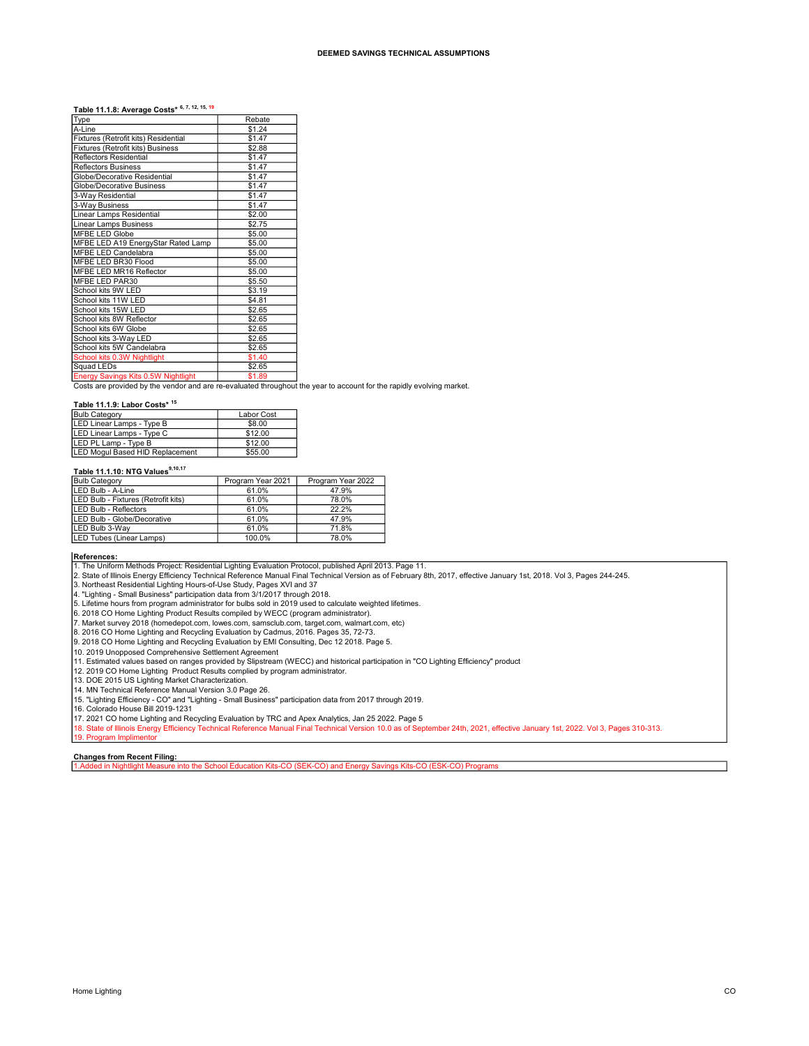**DEEMED SAVINGS TECHNICAL ASSUMPTIONS**

**Table 11.1.8: Average Costs*** [6, 7, 12, 15, 19]

| Type | Rebate |
|---|---|
| A-Line | $1.24 |
| Fixtures (Retrofit kits) Residential | $1.47 |
| Fixtures (Retrofit kits) Business | $2.88 |
| Reflectors Residential | $1.47 |
| Reflectors Business | $1.47 |
| Globe/Decorative Residential | $1.47 |
| Globe/Decorative Business | $1.47 |
| 3-Way Residential | $1.47 |
| 3-Way Business | $1.47 |
| Linear Lamps Residential | $2.00 |
| Linear Lamps Business | $2.75 |
| MFBE LED Globe | $5.00 |
| MFBE LED A19 EnergyStar Rated Lamp | $5.00 |
| MFBE LED Candelabra | $5.00 |
| MFBE LED BR30 Flood | $5.00 |
| MFBE LED MR16 Reflector | $5.00 |
| MFBE LED PAR30 | $5.50 |
| School kits 9W LED | $3.19 |
| School kits 11W LED | $4.81 |
| School kits 15W LED | $2.65 |
| School kits 8W Reflector | $2.65 |
| School kits 6W Globe | $2.65 |
| School kits 3-Way LED | $2.65 |
| School kits 5W Candelabra | $2.65 |
| School kits 0.3W Nightlight | $1.40 |
| Squad LEDs | $2.65 |
| Energy Savings Kits 0.5W Nightlight | $1.89 |

Costs are provided by the vendor and are re-evaluated throughout the year to account for the rapidly evolving market.

**Table 11.1.9: Labor Costs*** [15]

| Bulb Category | Labor Cost |
|---|---|
| LED Linear Lamps - Type B | $8.00 |
| LED Linear Lamps - Type C | $12.00 |
| LED PL Lamp - Type B | $12.00 |
| LED Mogul Based HID Replacement | $55.00 |

**Table 11.1.10: NTG Values**[9,10,17]

| Bulb Category | Program Year 2021 | Program Year 2022 |
|---|---|---|
| LED Bulb - A-Line | 61.0% | 47.9% |
| LED Bulb - Fixtures (Retrofit kits) | 61.0% | 78.0% |
| LED Bulb - Reflectors | 61.0% | 22.2% |
| LED Bulb - Globe/Decorative | 61.0% | 47.9% |
| LED Bulb 3-Way | 61.0% | 71.8% |
| LED Tubes (Linear Lamps) | 100.0% | 78.0% |

**References:**

1. The Uniform Methods Project: Residential Lighting Evaluation Protocol, published April 2013. Page 11.
2. State of Illinois Energy Efficiency Technical Reference Manual Final Technical Version as of February 8th, 2017, effective January 1st, 2018. Vol 3, Pages 244-245.
3. Northeast Residential Lighting Hours-of-Use Study, Pages XVI and 37
4. "Lighting - Small Business" participation data from 3/1/2017 through 2018.
5. Lifetime hours from program administrator for bulbs sold in 2019 used to calculate weighted lifetimes.
6. 2018 CO Home Lighting Product Results compiled by WECC (program administrator).
7. Market survey 2018 (homedepot.com, lowes.com, samsclub.com, target.com, walmart.com, etc)
8. 2016 CO Home Lighting and Recycling Evaluation by Cadmus, 2016. Pages 35, 72-73.
9. 2018 CO Home Lighting and Recycling Evaluation by EMI Consulting, Dec 12 2018. Page 5.
10. 2019 Unopposed Comprehensive Settlement Agreement
11. Estimated values based on ranges provided by Slipstream (WECC) and historical participation in "CO Lighting Efficiency" product
12. 2019 CO Home Lighting Product Results complied by program administrator.
13. DOE 2015 US Lighting Market Characterization.
14. MN Technical Reference Manual Version 3.0 Page 26.
15. "Lighting Efficiency - CO" and "Lighting - Small Business" participation data from 2017 through 2019.
16. Colorado House Bill 2019-1231
17. 2021 CO home Lighting and Recycling Evaluation by TRC and Apex Analytics, Jan 25 2022. Page 5
18. State of Illinois Energy Efficiency Technical Reference Manual Final Technical Version 10.0 as of September 24th, 2021, effective January 1st, 2022. Vol 3, Pages 310-313.
19. Program Implimentor

**Changes from Recent Filing:**

1.Added in Nightlight Measure into the School Education Kits-CO (SEK-CO) and Energy Savings Kits-CO (ESK-CO) Programs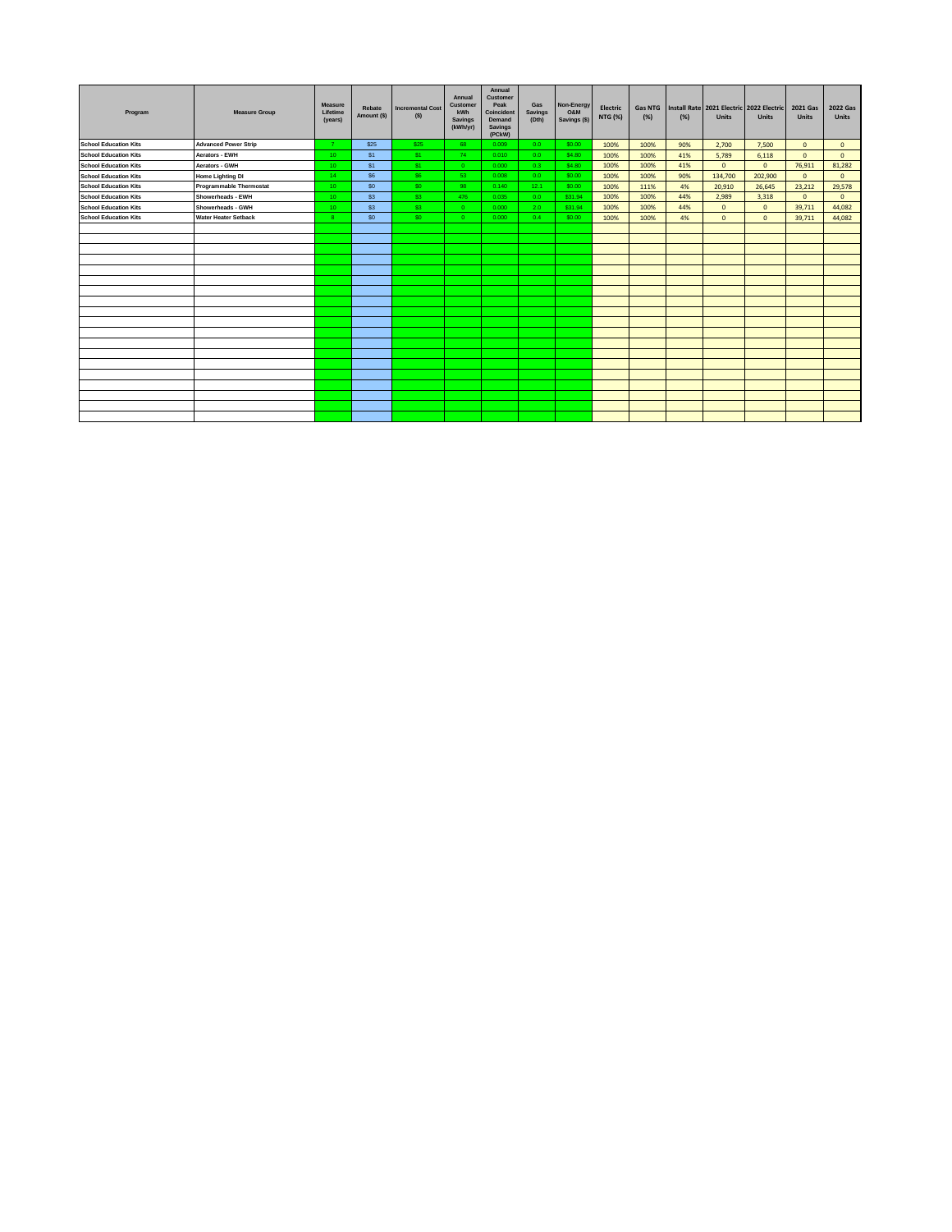| Program | Measure Group | Measure Lifetime (years) | Rebate Amount ($) | Incremental Cost ($) | Annual Customer kWh Savings (kWh/yr) | Annual Customer Peak Coincident Demand Savings (PCkW) | Gas Savings (Dth) | Non-Energy O&M Savings ($) | Electric NTG (%) | Gas NTG (%) | Install Rate (%) | 2021 Electric Units | 2022 Electric Units | 2021 Gas Units | 2022 Gas Units |
|---|---|---|---|---|---|---|---|---|---|---|---|---|---|---|---|
| School Education Kits | Advanced Power Strip | 7 | $25 | $25 | 68 | 0.009 | 0.0 | $0.00 | 100% | 100% | 90% | 2,700 | 7,500 | 0 | 0 |
| School Education Kits | Aerators - EWH | 10 | $1 | $1 | 74 | 0.010 | 0.0 | $4.80 | 100% | 100% | 41% | 5,789 | 6,118 | 0 | 0 |
| School Education Kits | Aerators - GWH | 10 | $1 | $1 | 0 | 0.000 | 0.3 | $4.80 | 100% | 100% | 41% | 0 | 0 | 76,911 | 81,282 |
| School Education Kits | Home Lighting DI | 14 | $6 | $6 | 53 | 0.008 | 0.0 | $0.00 | 100% | 100% | 90% | 134,700 | 202,900 | 0 | 0 |
| School Education Kits | Programmable Thermostat | 10 | $0 | $0 | 98 | 0.140 | 12.1 | $0.00 | 100% | 111% | 4% | 20,910 | 26,645 | 23,212 | 29,578 |
| School Education Kits | Showerheads - EWH | 10 | $3 | $3 | 476 | 0.035 | 0.0 | $31.94 | 100% | 100% | 44% | 2,989 | 3,318 | 0 | 0 |
| School Education Kits | Showerheads - GWH | 10 | $3 | $3 | 0 | 0.000 | 2.0 | $31.94 | 100% | 100% | 44% | 0 | 0 | 39,711 | 44,082 |
| School Education Kits | Water Heater Setback | 8 | $0 | $0 | 0 | 0.000 | 0.4 | $0.00 | 100% | 100% | 4% | 0 | 0 | 39,711 | 44,082 |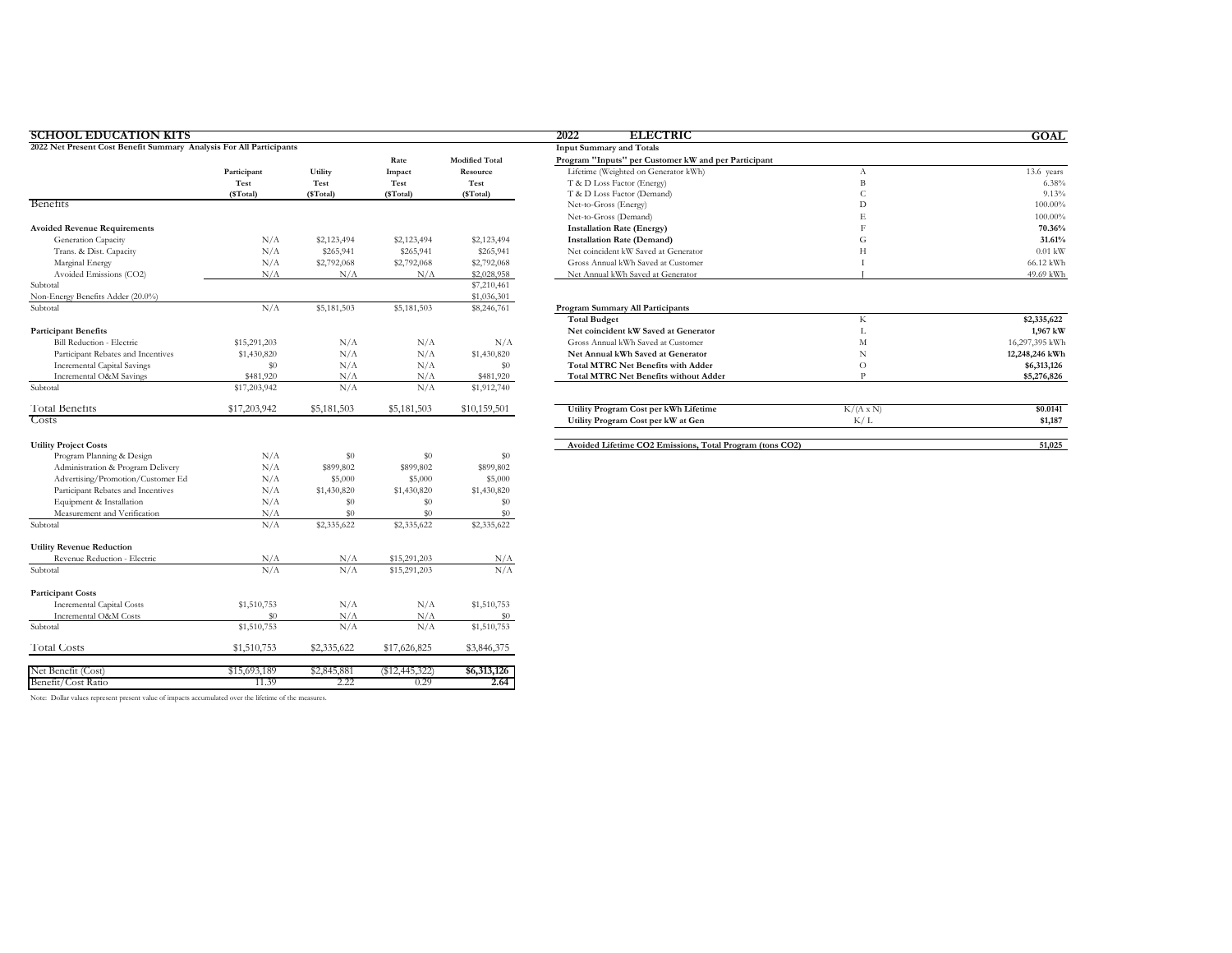## SCHOOL EDUCATION KITS

**2022 Net Present Cost Benefit Summary Analysis For All Participants**

| | Participant Test ($Total) | Utility Test ($Total) | Rate Impact Test ($Total) | Modified Total Resource Test ($Total) |
|---|---|---|---|---|
| **Benefits** | | | | |
| **Avoided Revenue Requirements** | | | | |
| Generation Capacity | N/A | $2,123,494 | $2,123,494 | $2,123,494 |
| Trans. & Dist. Capacity | N/A | $265,941 | $265,941 | $265,941 |
| Marginal Energy | N/A | $2,792,068 | $2,792,068 | $2,792,068 |
| Avoided Emissions (CO2) | N/A | N/A | N/A | $2,028,958 |
| Subtotal | | | | $7,210,461 |
| Non-Energy Benefits Adder (20.0%) | | | | $1,036,301 |
| Subtotal | N/A | $5,181,503 | $5,181,503 | $8,246,761 |
| **Participant Benefits** | | | | |
| Bill Reduction - Electric | $15,291,203 | N/A | N/A | N/A |
| Participant Rebates and Incentives | $1,430,820 | N/A | N/A | $1,430,820 |
| Incremental Capital Savings | $0 | N/A | N/A | $0 |
| Incremental O&M Savings | $481,920 | N/A | N/A | $481,920 |
| Subtotal | $17,203,942 | N/A | N/A | $1,912,740 |
| Total Benefits | $17,203,942 | $5,181,503 | $5,181,503 | $10,159,501 |
| **Costs** | | | | |
| **Utility Project Costs** | | | | |
| Program Planning & Design | N/A | $0 | $0 | $0 |
| Administration & Program Delivery | N/A | $899,802 | $899,802 | $899,802 |
| Advertising/Promotion/Customer Ed | N/A | $5,000 | $5,000 | $5,000 |
| Participant Rebates and Incentives | N/A | $1,430,820 | $1,430,820 | $1,430,820 |
| Equipment & Installation | N/A | $0 | $0 | $0 |
| Measurement and Verification | N/A | $0 | $0 | $0 |
| Subtotal | N/A | $2,335,622 | $2,335,622 | $2,335,622 |
| **Utility Revenue Reduction** | | | | |
| Revenue Reduction - Electric | N/A | N/A | $15,291,203 | N/A |
| Subtotal | N/A | N/A | $15,291,203 | N/A |
| **Participant Costs** | | | | |
| Incremental Capital Costs | $1,510,753 | N/A | N/A | $1,510,753 |
| Incremental O&M Costs | $0 | N/A | N/A | $0 |
| Subtotal | $1,510,753 | N/A | N/A | $1,510,753 |
| Total Costs | $1,510,753 | $2,335,622 | $17,626,825 | $3,846,375 |
| Net Benefit (Cost) | $15,693,189 | $2,845,881 | ($12,445,322) | **$6,313,126** |
| Benefit/Cost Ratio | 11.39 | 2.22 | 0.29 | **2.64** |

Note: Dollar values represent present value of impacts accumulated over the lifetime of the measures.

## 2022 ELECTRIC GOAL

**Input Summary and Totals**

| **Program "Inputs" per Customer kW and per Participant** | | |
|---|---|---|
| Lifetime (Weighted on Generator kWh) | A | 13.6 years |
| T & D Loss Factor (Energy) | B | 6.38% |
| T & D Loss Factor (Demand) | C | 9.13% |
| Net-to-Gross (Energy) | D | 100.00% |
| Net-to-Gross (Demand) | E | 100.00% |
| **Installation Rate (Energy)** | F | **70.36%** |
| **Installation Rate (Demand)** | G | **31.61%** |
| Net coincident kW Saved at Generator | H | 0.01 kW |
| Gross Annual kWh Saved at Customer | I | 66.12 kWh |
| Net Annual kWh Saved at Generator | J | 49.69 kWh |

| **Program Summary All Participants** | | |
|---|---|---|
| **Total Budget** | K | **$2,335,622** |
| **Net coincident kW Saved at Generator** | L | **1,967 kW** |
| Gross Annual kWh Saved at Customer | M | 16,297,395 kWh |
| **Net Annual kWh Saved at Generator** | N | **12,248,246 kWh** |
| **Total MTRC Net Benefits with Adder** | O | **$6,313,126** |
| **Total MTRC Net Benefits without Adder** | P | **$5,276,826** |

| | | |
|---|---|---|
| **Utility Program Cost per kWh Lifetime** | K/(A x N) | **$0.0141** |
| **Utility Program Cost per kW at Gen** | K / L | **$1,187** |

| | |
|---|---|
| **Avoided Lifetime CO2 Emissions, Total Program (tons CO2)** | **51,025** |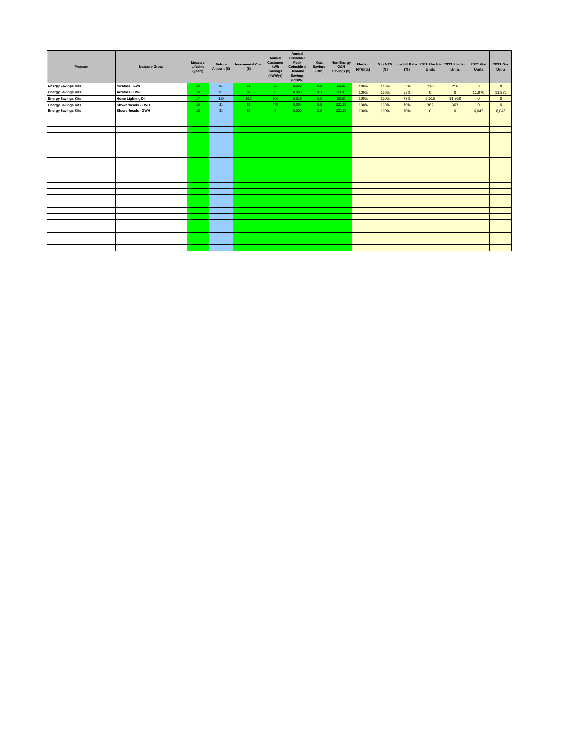| Program | Measure Group | Measure Lifetime (years) | Rebate Amount ($) | Incremental Cost ($) | Annual Customer kWh Savings (kWh/yr) | Annual Customer Peak Coincident Demand Savings (PCkW) | Gas Savings (Dth) | Non-Energy O&M Savings ($) | Electric NTG (%) | Gas NTG (%) | Install Rate (%) | 2021 Electric Units | 2022 Electric Units | 2021 Gas Units | 2022 Gas Units |
|---|---|---|---|---|---|---|---|---|---|---|---|---|---|---|---|
| Energy Savings Kits | Aerators - EWH | 10 | $1 | $1 | 60 | 0.008 | 0.0 | $3.86 | 100% | 100% | 65% | 716 | 716 | 0 | 0 |
| Energy Savings Kits | Aerators - GWH | 10 | $1 | $1 | 0 | 0.000 | 0.3 | $3.86 | 100% | 100% | 65% | 0 | 0 | 11,970 | 11,970 |
| Energy Savings Kits | Home Lighting DI | 17 | $10 | $10 | 100 | 0.015 | 0.0 | $0.00 | 100% | 100% | 78% | 5,615 | 11,958 | 0 | 0 |
| Energy Savings Kits | Showerheads - EWH | 10 | $3 | $3 | 475 | 0.034 | 0.0 | $31.88 | 100% | 100% | 70% | 362 | 362 | 0 | 0 |
| Energy Savings Kits | Showerheads - GWH | 10 | $3 | $3 | 0 | 0.000 | 2.0 | $31.88 | 100% | 100% | 70% | 0 | 0 | 6,045 | 6,045 |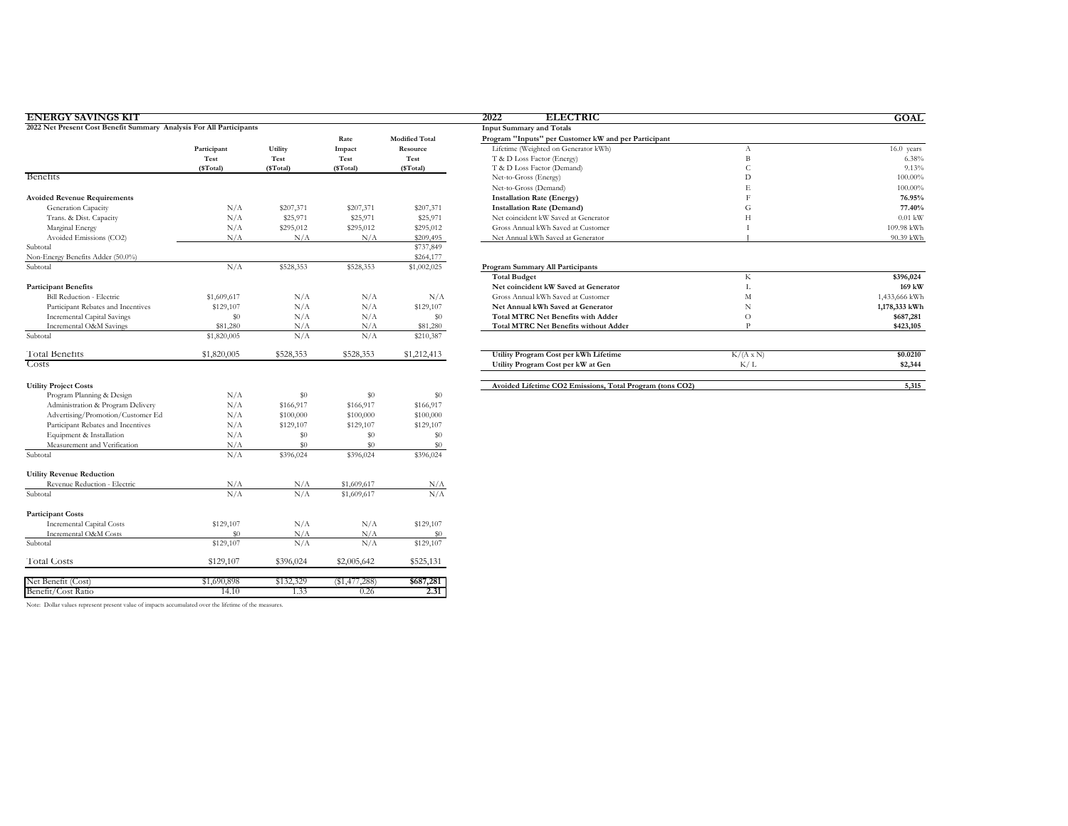## ENERGY SAVINGS KIT

**2022 Net Present Cost Benefit Summary Analysis For All Participants**

| | Participant Test ($Total) | Utility Test ($Total) | Rate Impact Test ($Total) | Modified Total Resource Test ($Total) |
|---|---|---|---|---|
| **Benefits** | | | | |
| **Avoided Revenue Requirements** | | | | |
| Generation Capacity | N/A | $207,371 | $207,371 | $207,371 |
| Trans. & Dist. Capacity | N/A | $25,971 | $25,971 | $25,971 |
| Marginal Energy | N/A | $295,012 | $295,012 | $295,012 |
| Avoided Emissions ($CO_2$) | N/A | N/A | N/A | $209,495 |
| Subtotal | | | | $737,849 |
| Non-Energy Benefits Adder (50.0%) | | | | $264,177 |
| Subtotal | N/A | $528,353 | $528,353 | $1,002,025 |
| **Participant Benefits** | | | | |
| Bill Reduction - Electric | $1,609,617 | N/A | N/A | N/A |
| Participant Rebates and Incentives | $129,107 | N/A | N/A | $129,107 |
| Incremental Capital Savings | $0 | N/A | N/A | $0 |
| Incremental O&M Savings | $81,280 | N/A | N/A | $81,280 |
| Subtotal | $1,820,005 | N/A | N/A | $210,387 |
| Total Benefits | $1,820,005 | $528,353 | $528,353 | $1,212,413 |
| **Costs** | | | | |
| **Utility Project Costs** | | | | |
| Program Planning & Design | N/A | $0 | $0 | $0 |
| Administration & Program Delivery | N/A | $166,917 | $166,917 | $166,917 |
| Advertising/Promotion/Customer Ed | N/A | $100,000 | $100,000 | $100,000 |
| Participant Rebates and Incentives | N/A | $129,107 | $129,107 | $129,107 |
| Equipment & Installation | N/A | $0 | $0 | $0 |
| Measurement and Verification | N/A | $0 | $0 | $0 |
| Subtotal | N/A | $396,024 | $396,024 | $396,024 |
| **Utility Revenue Reduction** | | | | |
| Revenue Reduction - Electric | N/A | N/A | $1,609,617 | N/A |
| Subtotal | N/A | N/A | $1,609,617 | N/A |
| **Participant Costs** | | | | |
| Incremental Capital Costs | $129,107 | N/A | N/A | $129,107 |
| Incremental O&M Costs | $0 | N/A | N/A | $0 |
| Subtotal | $129,107 | N/A | N/A | $129,107 |
| Total Costs | $129,107 | $396,024 | $2,005,642 | $525,131 |
| Net Benefit (Cost) | $1,690,898 | $132,329 | ($1,477,288) | **$687,281** |
| Benefit/Cost Ratio | 14.10 | 1.33 | 0.26 | **2.31** |

Note: Dollar values represent present value of impacts accumulated over the lifetime of the measures.

## 2022 ELECTRIC GOAL

**Input Summary and Totals**

| Program "Inputs" per Customer kW and per Participant | | |
|---|---|---|
| Lifetime (Weighted on Generator kWh) | A | 16.0 years |
| T & D Loss Factor (Energy) | B | 6.38% |
| T & D Loss Factor (Demand) | C | 9.13% |
| Net-to-Gross (Energy) | D | 100.00% |
| Net-to-Gross (Demand) | E | 100.00% |
| **Installation Rate (Energy)** | F | **76.95%** |
| **Installation Rate (Demand)** | G | **77.40%** |
| Net coincident kW Saved at Generator | H | 0.01 kW |
| Gross Annual kWh Saved at Customer | I | 109.98 kWh |
| Net Annual kWh Saved at Generator | J | 90.39 kWh |

| Program Summary All Participants | | |
|---|---|---|
| **Total Budget** | K | **$396,024** |
| **Net coincident kW Saved at Generator** | L | **169 kW** |
| Gross Annual kWh Saved at Customer | M | 1,433,666 kWh |
| **Net Annual kWh Saved at Generator** | N | **1,178,333 kWh** |
| **Total MTRC Net Benefits with Adder** | O | **$687,281** |
| **Total MTRC Net Benefits without Adder** | P | **$423,105** |

| | | |
|---|---|---|
| **Utility Program Cost per kWh Lifetime** | K/(A x N) | **$0.0210** |
| **Utility Program Cost per kW at Gen** | K/ L | **$2,344** |

| | |
|---|---|
| **Avoided Lifetime $CO_2$ Emissions, Total Program (tons $CO_2$)** | **5,315** |